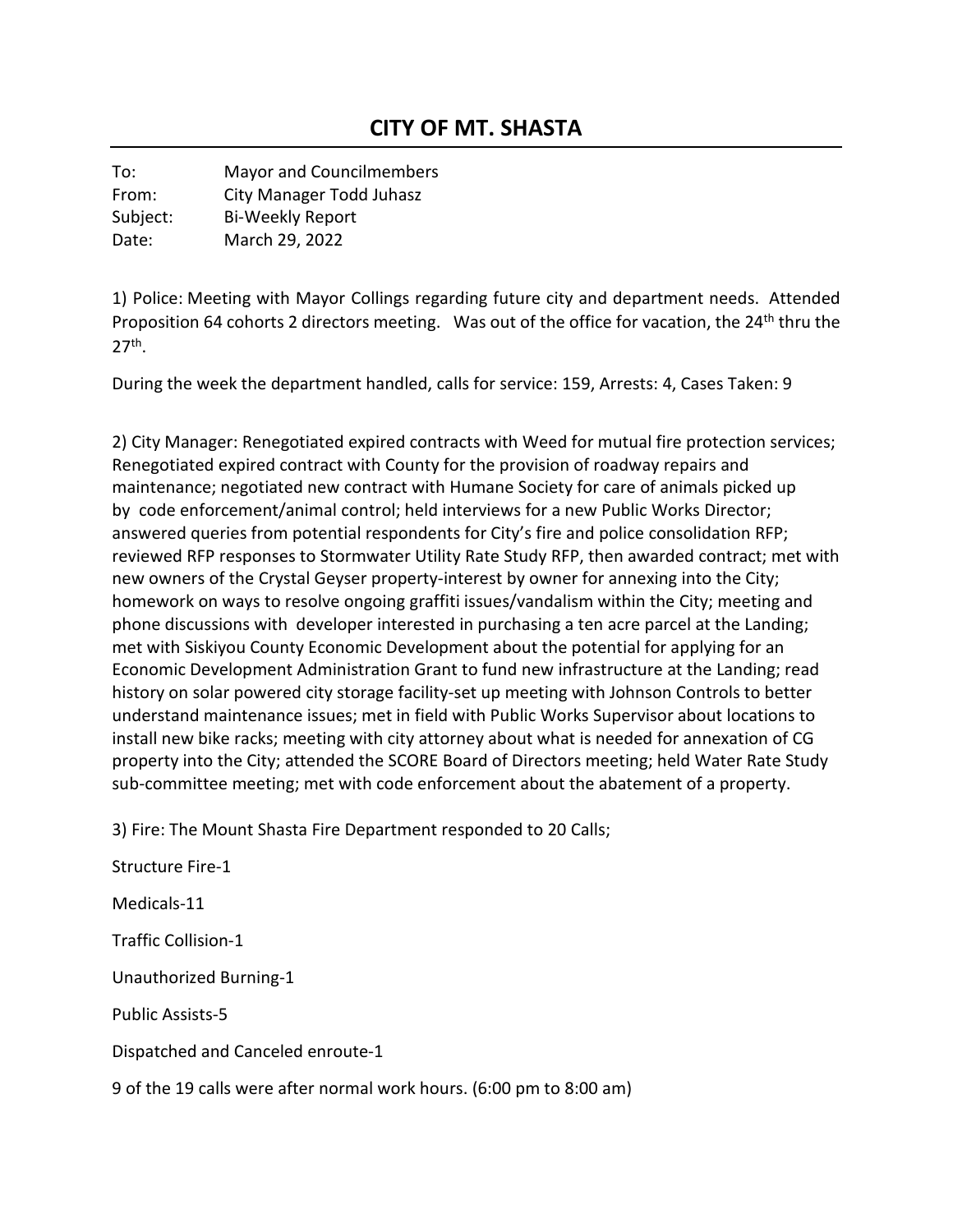# CITY OF MT. SHASTA

To: Mayor and Councilmembers
From: City Manager Todd Juhasz
Subject: Bi-Weekly Report
Date: March 29, 2022

1) Police: Meeting with Mayor Collings regarding future city and department needs. Attended Proposition 64 cohorts 2 directors meeting. Was out of the office for vacation, the 24th thru the 27th.

During the week the department handled, calls for service: 159, Arrests: 4, Cases Taken: 9

2) City Manager: Renegotiated expired contracts with Weed for mutual fire protection services; Renegotiated expired contract with County for the provision of roadway repairs and maintenance; negotiated new contract with Humane Society for care of animals picked up by code enforcement/animal control; held interviews for a new Public Works Director; answered queries from potential respondents for City's fire and police consolidation RFP; reviewed RFP responses to Stormwater Utility Rate Study RFP, then awarded contract; met with new owners of the Crystal Geyser property-interest by owner for annexing into the City; homework on ways to resolve ongoing graffiti issues/vandalism within the City; meeting and phone discussions with developer interested in purchasing a ten acre parcel at the Landing; met with Siskiyou County Economic Development about the potential for applying for an Economic Development Administration Grant to fund new infrastructure at the Landing; read history on solar powered city storage facility-set up meeting with Johnson Controls to better understand maintenance issues; met in field with Public Works Supervisor about locations to install new bike racks; meeting with city attorney about what is needed for annexation of CG property into the City; attended the SCORE Board of Directors meeting; held Water Rate Study sub-committee meeting; met with code enforcement about the abatement of a property.

3) Fire: The Mount Shasta Fire Department responded to 20 Calls;

Structure Fire-1

Medicals-11

Traffic Collision-1

Unauthorized Burning-1

Public Assists-5

Dispatched and Canceled enroute-1

9 of the 19 calls were after normal work hours. (6:00 pm to 8:00 am)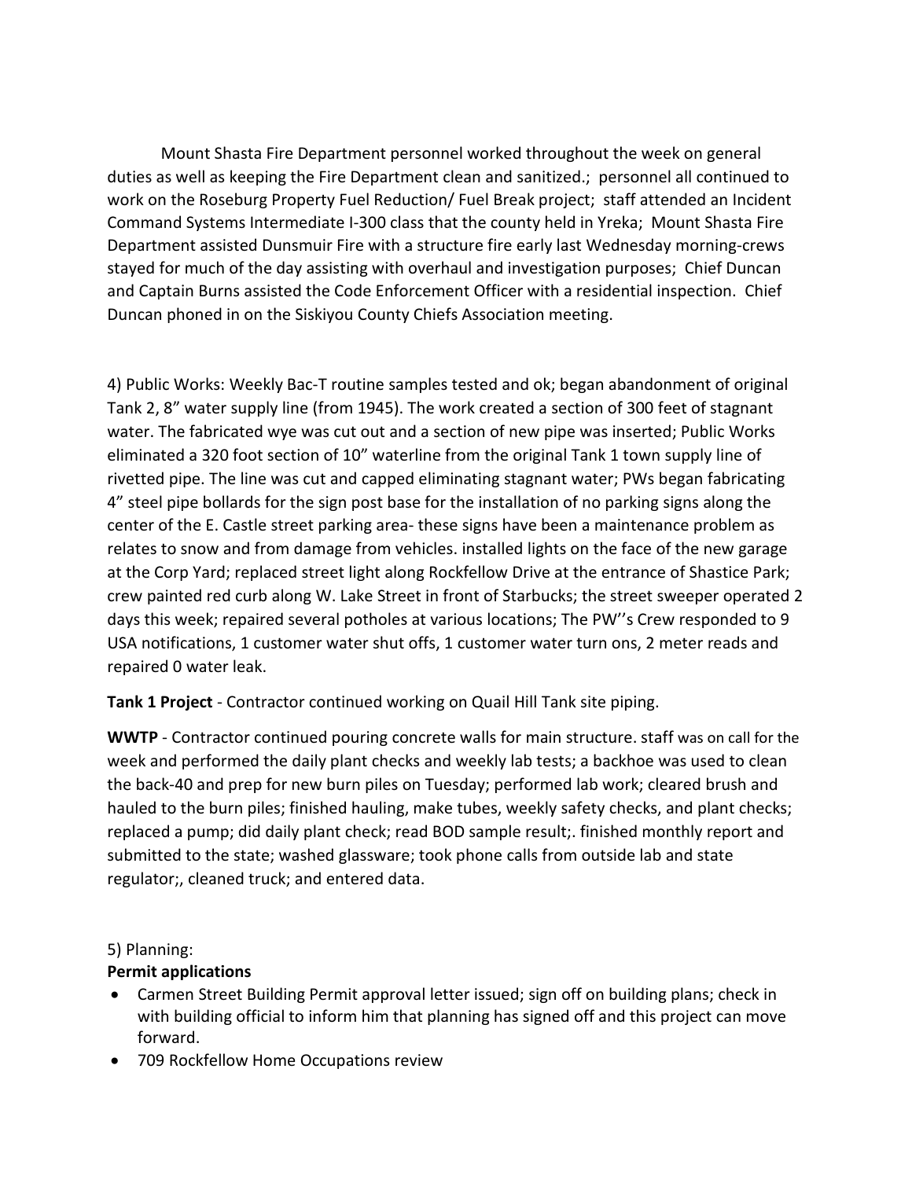Mount Shasta Fire Department personnel worked throughout the week on general duties as well as keeping the Fire Department clean and sanitized.; personnel all continued to work on the Roseburg Property Fuel Reduction/ Fuel Break project; staff attended an Incident Command Systems Intermediate I-300 class that the county held in Yreka; Mount Shasta Fire Department assisted Dunsmuir Fire with a structure fire early last Wednesday morning-crews stayed for much of the day assisting with overhaul and investigation purposes; Chief Duncan and Captain Burns assisted the Code Enforcement Officer with a residential inspection. Chief Duncan phoned in on the Siskiyou County Chiefs Association meeting.

4) Public Works: Weekly Bac-T routine samples tested and ok; began abandonment of original Tank 2, 8" water supply line (from 1945). The work created a section of 300 feet of stagnant water. The fabricated wye was cut out and a section of new pipe was inserted; Public Works eliminated a 320 foot section of 10" waterline from the original Tank 1 town supply line of rivetted pipe. The line was cut and capped eliminating stagnant water; PWs began fabricating 4" steel pipe bollards for the sign post base for the installation of no parking signs along the center of the E. Castle street parking area- these signs have been a maintenance problem as relates to snow and from damage from vehicles. installed lights on the face of the new garage at the Corp Yard; replaced street light along Rockfellow Drive at the entrance of Shastice Park; crew painted red curb along W. Lake Street in front of Starbucks; the street sweeper operated 2 days this week; repaired several potholes at various locations; The PW''s Crew responded to 9 USA notifications, 1 customer water shut offs, 1 customer water turn ons, 2 meter reads and repaired 0 water leak.

**Tank 1 Project** - Contractor continued working on Quail Hill Tank site piping.

**WWTP** - Contractor continued pouring concrete walls for main structure. staff was on call for the week and performed the daily plant checks and weekly lab tests; a backhoe was used to clean the back-40 and prep for new burn piles on Tuesday; performed lab work; cleared brush and hauled to the burn piles; finished hauling, make tubes, weekly safety checks, and plant checks; replaced a pump; did daily plant check; read BOD sample result;. finished monthly report and submitted to the state; washed glassware; took phone calls from outside lab and state regulator;, cleaned truck; and entered data.

5) Planning:

**Permit applications**

- Carmen Street Building Permit approval letter issued; sign off on building plans; check in with building official to inform him that planning has signed off and this project can move forward.
- 709 Rockfellow Home Occupations review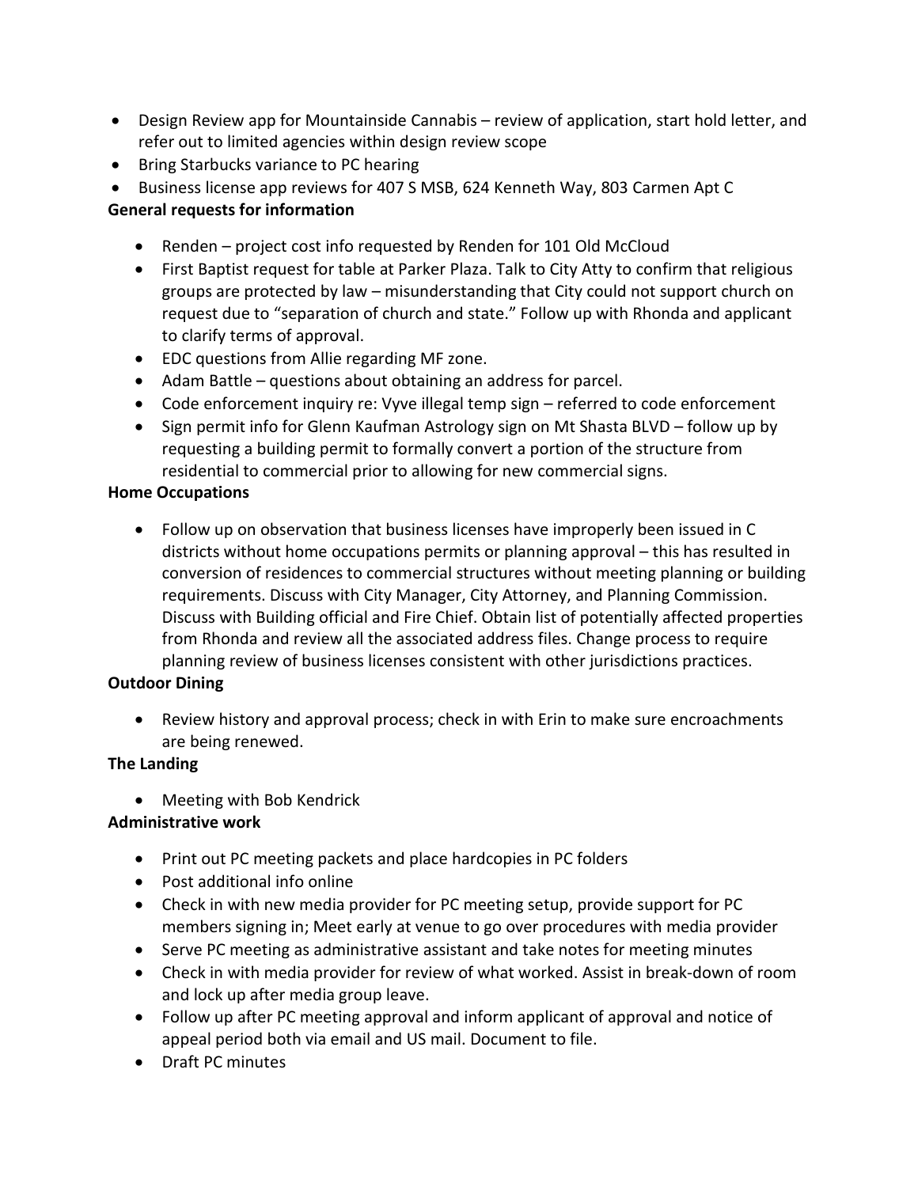- Design Review app for Mountainside Cannabis – review of application, start hold letter, and refer out to limited agencies within design review scope
- Bring Starbucks variance to PC hearing
- Business license app reviews for 407 S MSB, 624 Kenneth Way, 803 Carmen Apt C

**General requests for information**

- Renden – project cost info requested by Renden for 101 Old McCloud
- First Baptist request for table at Parker Plaza. Talk to City Atty to confirm that religious groups are protected by law – misunderstanding that City could not support church on request due to "separation of church and state." Follow up with Rhonda and applicant to clarify terms of approval.
- EDC questions from Allie regarding MF zone.
- Adam Battle – questions about obtaining an address for parcel.
- Code enforcement inquiry re: Vyve illegal temp sign – referred to code enforcement
- Sign permit info for Glenn Kaufman Astrology sign on Mt Shasta BLVD – follow up by requesting a building permit to formally convert a portion of the structure from residential to commercial prior to allowing for new commercial signs.

**Home Occupations**

- Follow up on observation that business licenses have improperly been issued in C districts without home occupations permits or planning approval – this has resulted in conversion of residences to commercial structures without meeting planning or building requirements. Discuss with City Manager, City Attorney, and Planning Commission. Discuss with Building official and Fire Chief. Obtain list of potentially affected properties from Rhonda and review all the associated address files. Change process to require planning review of business licenses consistent with other jurisdictions practices.

**Outdoor Dining**

- Review history and approval process; check in with Erin to make sure encroachments are being renewed.

**The Landing**

- Meeting with Bob Kendrick

**Administrative work**

- Print out PC meeting packets and place hardcopies in PC folders
- Post additional info online
- Check in with new media provider for PC meeting setup, provide support for PC members signing in; Meet early at venue to go over procedures with media provider
- Serve PC meeting as administrative assistant and take notes for meeting minutes
- Check in with media provider for review of what worked. Assist in break-down of room and lock up after media group leave.
- Follow up after PC meeting approval and inform applicant of approval and notice of appeal period both via email and US mail. Document to file.
- Draft PC minutes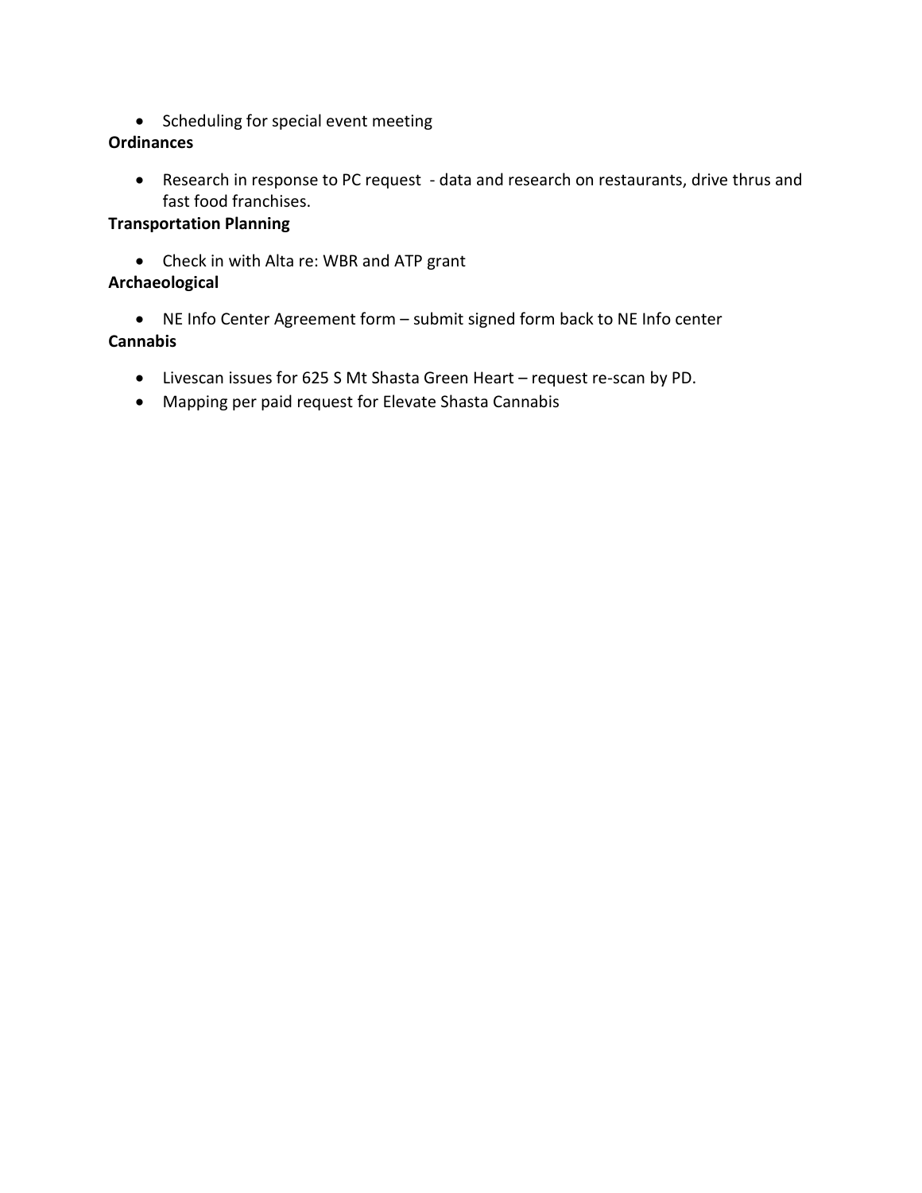- Scheduling for special event meeting

**Ordinances**

- Research in response to PC request - data and research on restaurants, drive thrus and fast food franchises.

**Transportation Planning**

- Check in with Alta re: WBR and ATP grant

**Archaeological**

- NE Info Center Agreement form – submit signed form back to NE Info center

**Cannabis**

- Livescan issues for 625 S Mt Shasta Green Heart – request re-scan by PD.
- Mapping per paid request for Elevate Shasta Cannabis